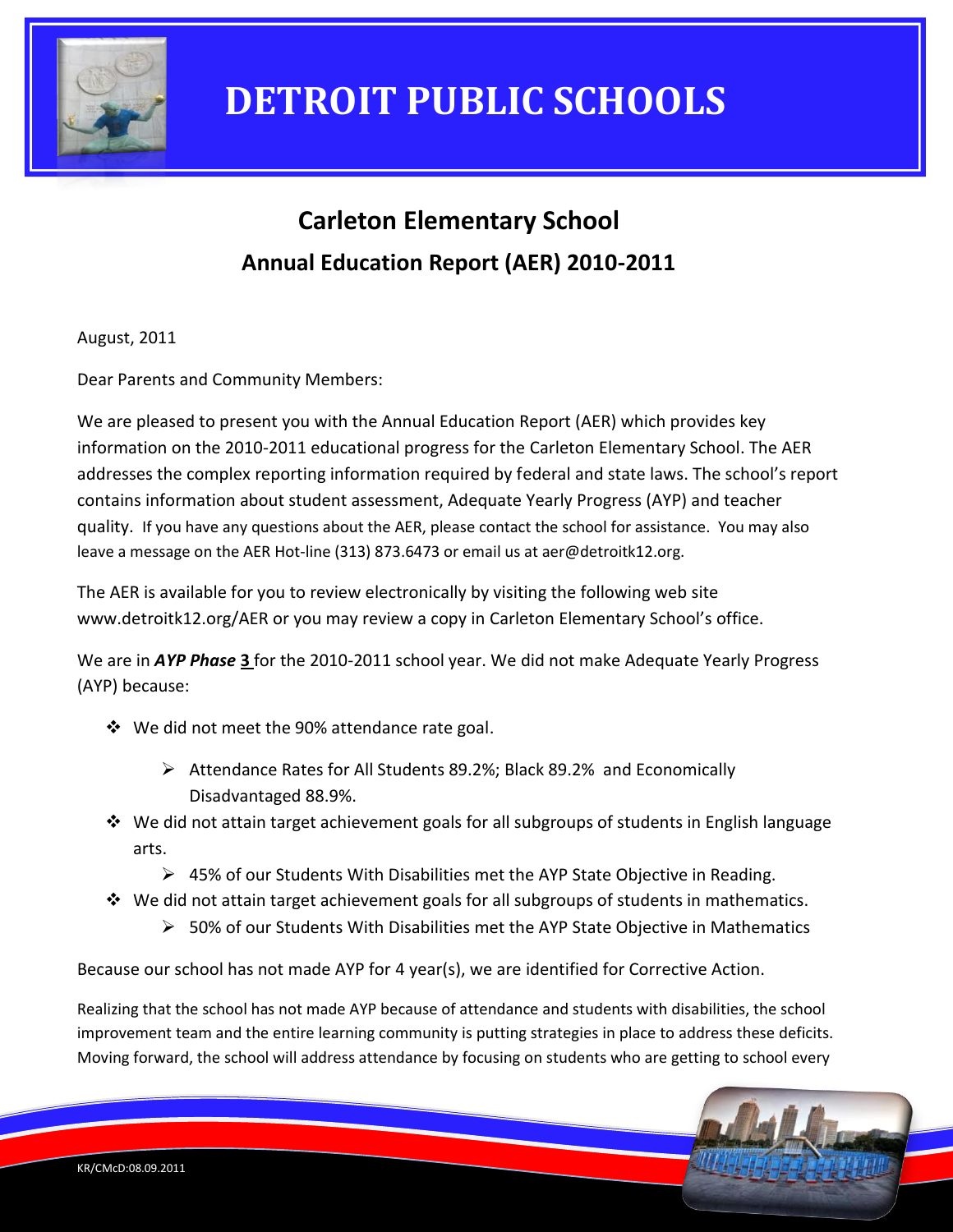# DETROIT PUBLIC SCHOOLS

## Carleton Elementary School

## Annual Education Report (AER) 2010-2011

August, 2011

Dear Parents and Community Members:

We are pleased to present you with the Annual Education Report (AER) which provides key information on the 2010-2011 educational progress for the Carleton Elementary School. The AER addresses the complex reporting information required by federal and state laws. The school's report contains information about student assessment, Adequate Yearly Progress (AYP) and teacher quality. If you have any questions about the AER, please contact the school for assistance. You may also leave a message on the AER Hot-line (313) 873.6473 or email us at aer@detroitk12.org.

The AER is available for you to review electronically by visiting the following web site www.detroitk12.org/AER or you may review a copy in Carleton Elementary School's office.

We are in ***AYP Phase*** **3** for the 2010-2011 school year. We did not make Adequate Yearly Progress (AYP) because:

- We did not meet the 90% attendance rate goal.
  - Attendance Rates for All Students 89.2%; Black 89.2% and Economically Disadvantaged 88.9%.
- We did not attain target achievement goals for all subgroups of students in English language arts.
  - 45% of our Students With Disabilities met the AYP State Objective in Reading.
- We did not attain target achievement goals for all subgroups of students in mathematics.
  - 50% of our Students With Disabilities met the AYP State Objective in Mathematics

Because our school has not made AYP for 4 year(s), we are identified for Corrective Action.

Realizing that the school has not made AYP because of attendance and students with disabilities, the school improvement team and the entire learning community is putting strategies in place to address these deficits. Moving forward, the school will address attendance by focusing on students who are getting to school every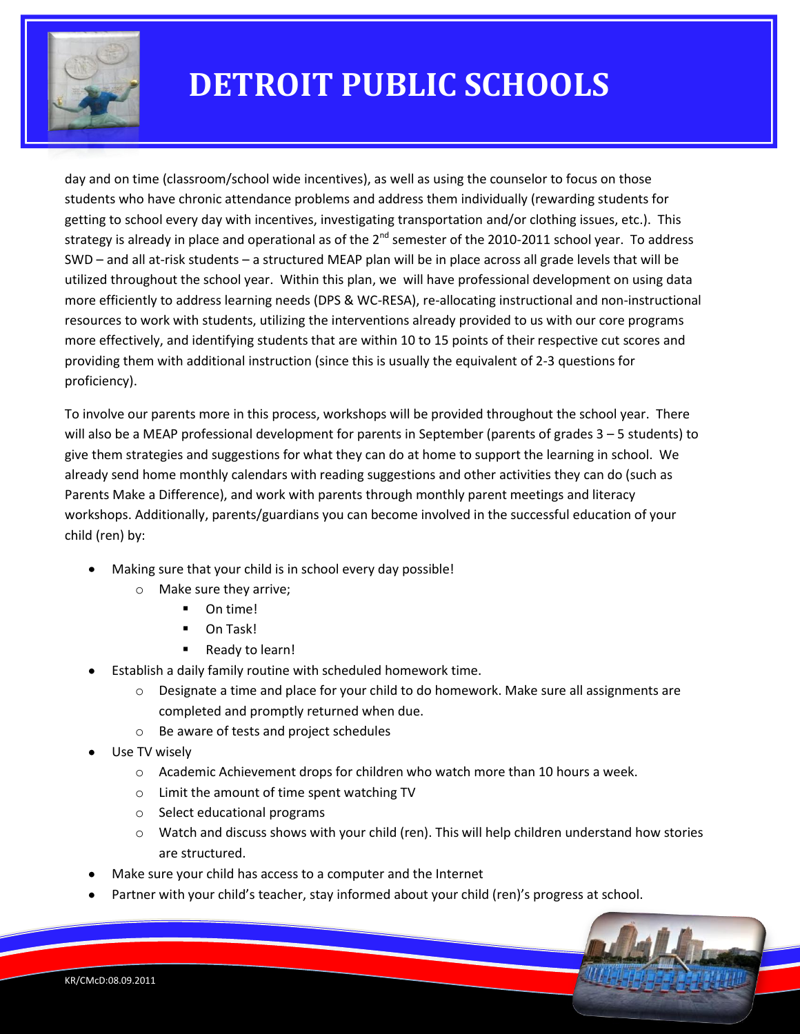day and on time (classroom/school wide incentives), as well as using the counselor to focus on those students who have chronic attendance problems and address them individually (rewarding students for getting to school every day with incentives, investigating transportation and/or clothing issues, etc.). This strategy is already in place and operational as of the 2nd semester of the 2010-2011 school year. To address SWD – and all at-risk students – a structured MEAP plan will be in place across all grade levels that will be utilized throughout the school year. Within this plan, we will have professional development on using data more efficiently to address learning needs (DPS & WC-RESA), re-allocating instructional and non-instructional resources to work with students, utilizing the interventions already provided to us with our core programs more effectively, and identifying students that are within 10 to 15 points of their respective cut scores and providing them with additional instruction (since this is usually the equivalent of 2-3 questions for proficiency).

To involve our parents more in this process, workshops will be provided throughout the school year. There will also be a MEAP professional development for parents in September (parents of grades 3 – 5 students) to give them strategies and suggestions for what they can do at home to support the learning in school. We already send home monthly calendars with reading suggestions and other activities they can do (such as Parents Make a Difference), and work with parents through monthly parent meetings and literacy workshops. Additionally, parents/guardians you can become involved in the successful education of your child (ren) by:

- Making sure that your child is in school every day possible!
  - Make sure they arrive;
    - On time!
    - On Task!
    - Ready to learn!
- Establish a daily family routine with scheduled homework time.
  - Designate a time and place for your child to do homework. Make sure all assignments are completed and promptly returned when due.
  - Be aware of tests and project schedules
- Use TV wisely
  - Academic Achievement drops for children who watch more than 10 hours a week.
  - Limit the amount of time spent watching TV
  - Select educational programs
  - Watch and discuss shows with your child (ren). This will help children understand how stories are structured.
- Make sure your child has access to a computer and the Internet
- Partner with your child's teacher, stay informed about your child (ren)'s progress at school.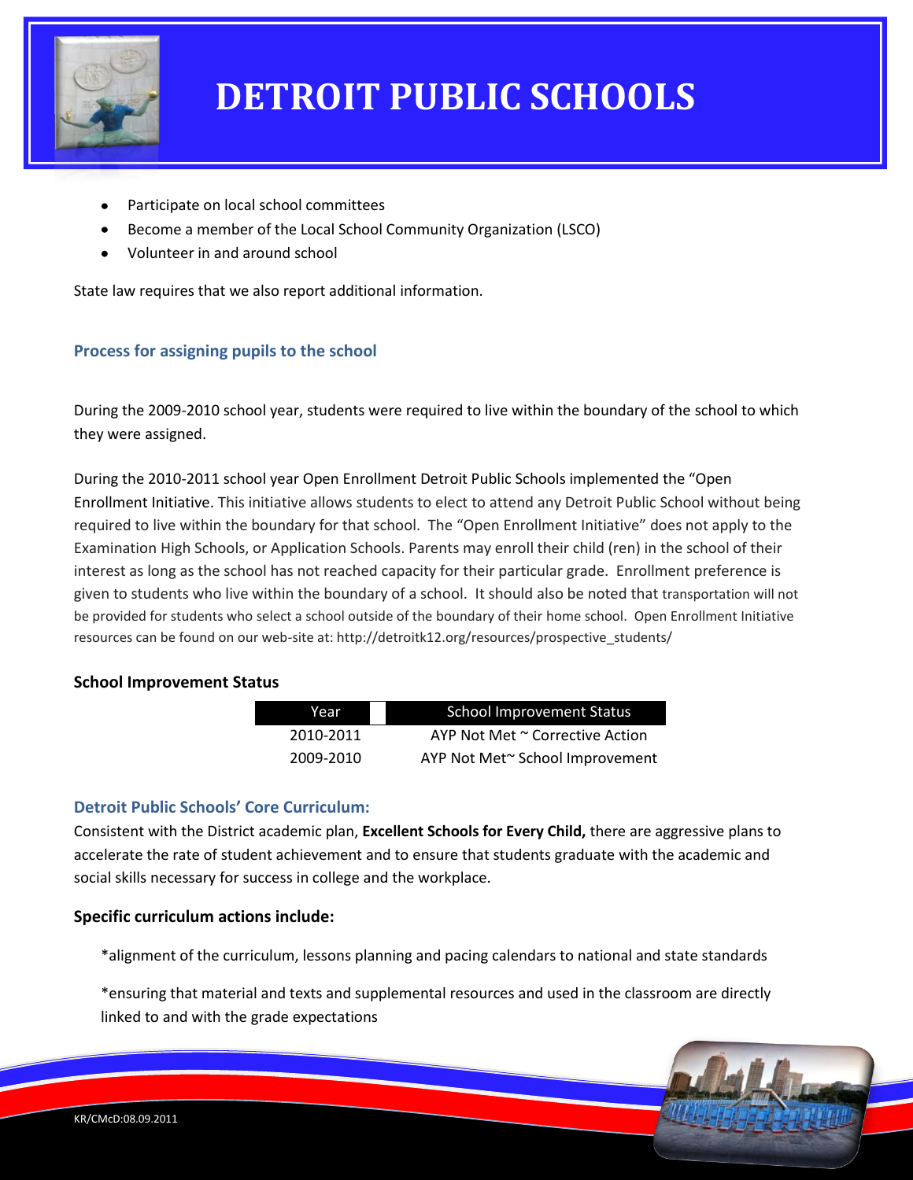- Participate on local school committees
- Become a member of the Local School Community Organization (LSCO)
- Volunteer in and around school

State law requires that we also report additional information.

### Process for assigning pupils to the school

During the 2009-2010 school year, students were required to live within the boundary of the school to which they were assigned.

During the 2010-2011 school year Open Enrollment Detroit Public Schools implemented the "Open Enrollment Initiative. This initiative allows students to elect to attend any Detroit Public School without being required to live within the boundary for that school. The "Open Enrollment Initiative" does not apply to the Examination High Schools, or Application Schools. Parents may enroll their child (ren) in the school of their interest as long as the school has not reached capacity for their particular grade. Enrollment preference is given to students who live within the boundary of a school. It should also be noted that transportation will not be provided for students who select a school outside of the boundary of their home school. Open Enrollment Initiative resources can be found on our web-site at: http://detroitk12.org/resources/prospective_students/

### School Improvement Status

| Year | School Improvement Status |
|---|---|
| 2010-2011 | AYP Not Met ~ Corrective Action |
| 2009-2010 | AYP Not Met~ School Improvement |

### Detroit Public Schools' Core Curriculum:

Consistent with the District academic plan, **Excellent Schools for Every Child,** there are aggressive plans to accelerate the rate of student achievement and to ensure that students graduate with the academic and social skills necessary for success in college and the workplace.

**Specific curriculum actions include:**

*alignment of the curriculum, lessons planning and pacing calendars to national and state standards

*ensuring that material and texts and supplemental resources and used in the classroom are directly linked to and with the grade expectations

KR/CMcD:08.09.2011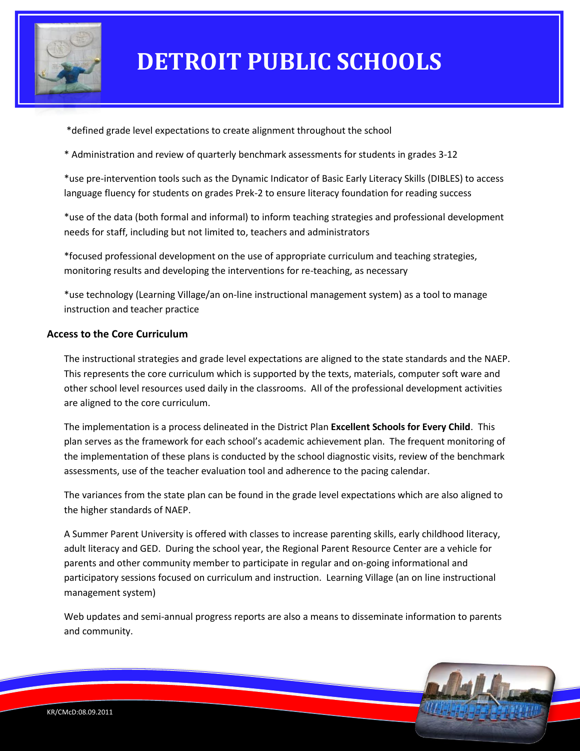*defined grade level expectations to create alignment throughout the school

* Administration and review of quarterly benchmark assessments for students in grades 3-12

*use pre-intervention tools such as the Dynamic Indicator of Basic Early Literacy Skills (DIBLES) to access language fluency for students on grades Prek-2 to ensure literacy foundation for reading success

*use of the data (both formal and informal) to inform teaching strategies and professional development needs for staff, including but not limited to, teachers and administrators

*focused professional development on the use of appropriate curriculum and teaching strategies, monitoring results and developing the interventions for re-teaching, as necessary

*use technology (Learning Village/an on-line instructional management system) as a tool to manage instruction and teacher practice

### Access to the Core Curriculum

The instructional strategies and grade level expectations are aligned to the state standards and the NAEP. This represents the core curriculum which is supported by the texts, materials, computer soft ware and other school level resources used daily in the classrooms. All of the professional development activities are aligned to the core curriculum.

The implementation is a process delineated in the District Plan **Excellent Schools for Every Child**. This plan serves as the framework for each school's academic achievement plan. The frequent monitoring of the implementation of these plans is conducted by the school diagnostic visits, review of the benchmark assessments, use of the teacher evaluation tool and adherence to the pacing calendar.

The variances from the state plan can be found in the grade level expectations which are also aligned to the higher standards of NAEP.

A Summer Parent University is offered with classes to increase parenting skills, early childhood literacy, adult literacy and GED. During the school year, the Regional Parent Resource Center are a vehicle for parents and other community member to participate in regular and on-going informational and participatory sessions focused on curriculum and instruction. Learning Village (an on line instructional management system)

Web updates and semi-annual progress reports are also a means to disseminate information to parents and community.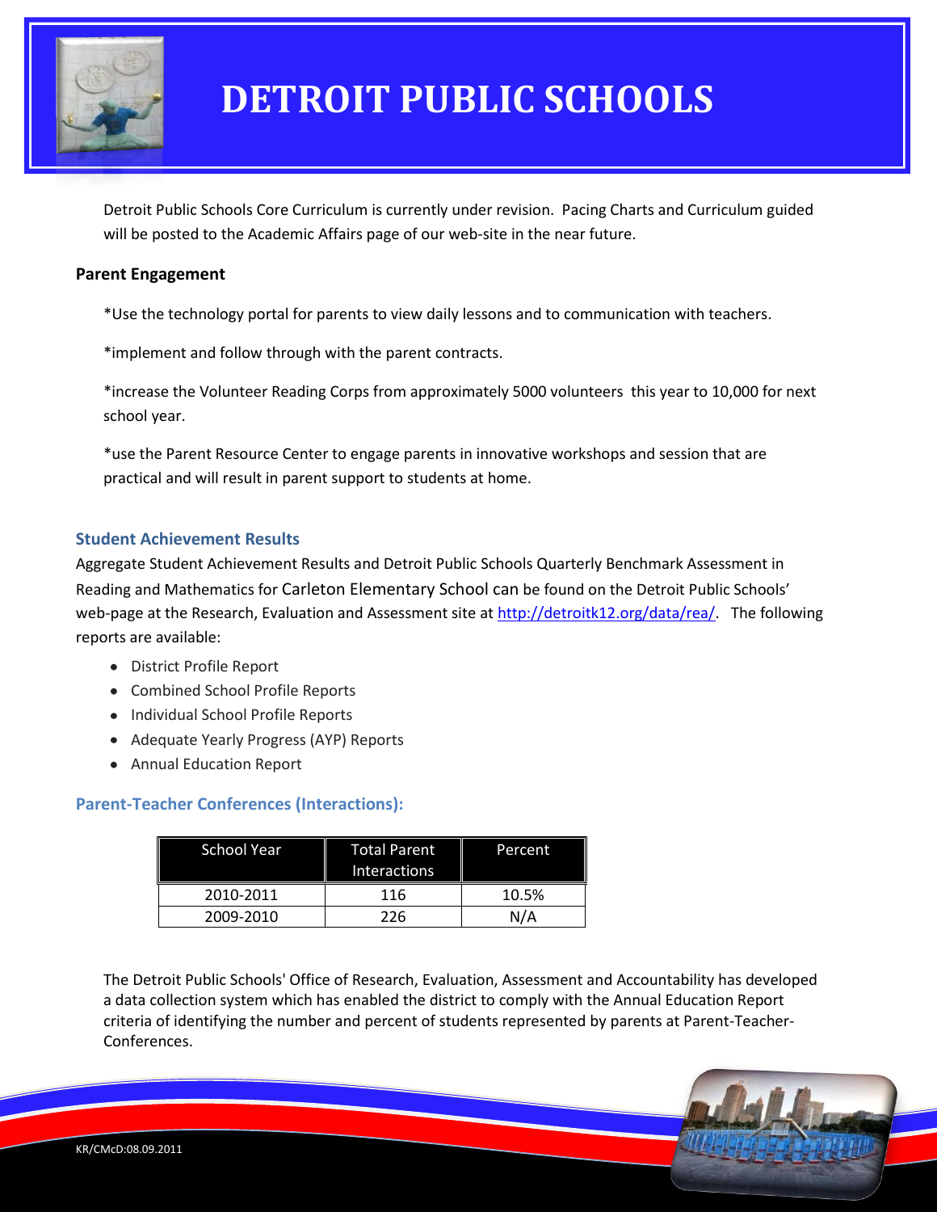# DETROIT PUBLIC SCHOOLS

Detroit Public Schools Core Curriculum is currently under revision. Pacing Charts and Curriculum guided will be posted to the Academic Affairs page of our web-site in the near future.

**Parent Engagement**

*Use the technology portal for parents to view daily lessons and to communication with teachers.

*implement and follow through with the parent contracts.

*increase the Volunteer Reading Corps from approximately 5000 volunteers this year to 10,000 for next school year.

*use the Parent Resource Center to engage parents in innovative workshops and session that are practical and will result in parent support to students at home.

### Student Achievement Results

Aggregate Student Achievement Results and Detroit Public Schools Quarterly Benchmark Assessment in Reading and Mathematics for Carleton Elementary School can be found on the Detroit Public Schools' web-page at the Research, Evaluation and Assessment site at http://detroitk12.org/data/rea/. The following reports are available:

- District Profile Report
- Combined School Profile Reports
- Individual School Profile Reports
- Adequate Yearly Progress (AYP) Reports
- Annual Education Report

### Parent-Teacher Conferences (Interactions):

| School Year | Total Parent Interactions | Percent |
|---|---|---|
| 2010-2011 | 116 | 10.5% |
| 2009-2010 | 226 | N/A |

The Detroit Public Schools' Office of Research, Evaluation, Assessment and Accountability has developed a data collection system which has enabled the district to comply with the Annual Education Report criteria of identifying the number and percent of students represented by parents at Parent-Teacher-Conferences.

KR/CMcD:08.09.2011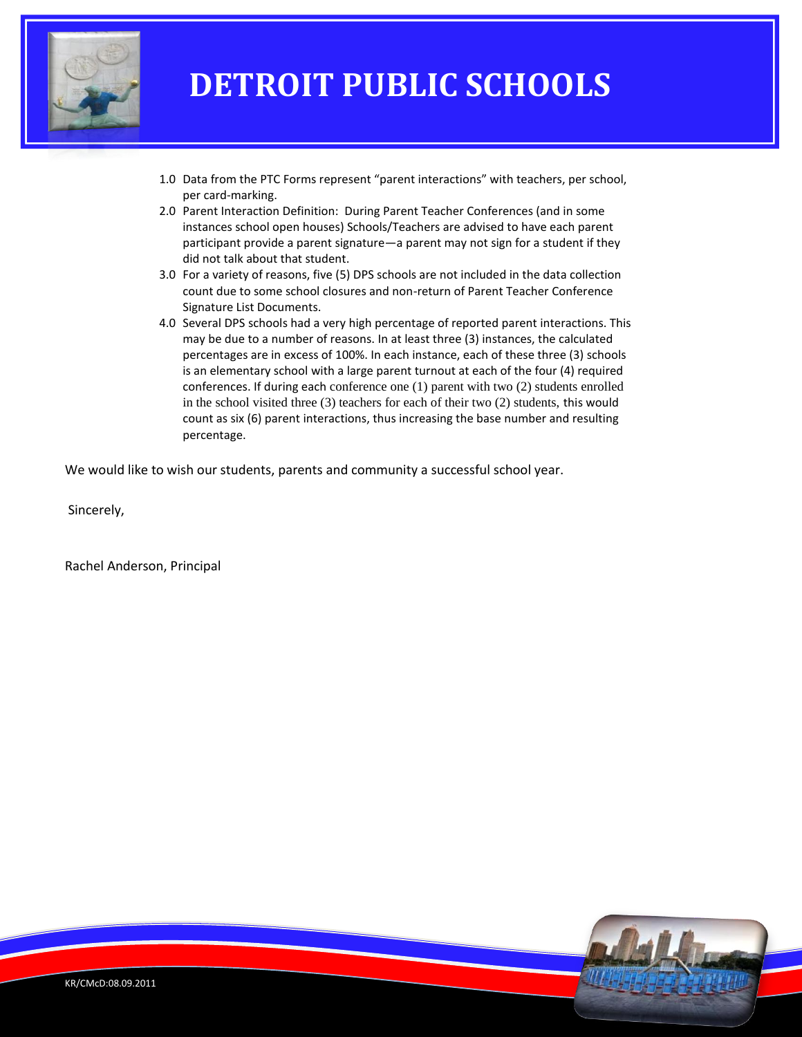# DETROIT PUBLIC SCHOOLS

1.0 Data from the PTC Forms represent "parent interactions" with teachers, per school, per card-marking.

2.0 Parent Interaction Definition: During Parent Teacher Conferences (and in some instances school open houses) Schools/Teachers are advised to have each parent participant provide a parent signature—a parent may not sign for a student if they did not talk about that student.

3.0 For a variety of reasons, five (5) DPS schools are not included in the data collection count due to some school closures and non-return of Parent Teacher Conference Signature List Documents.

4.0 Several DPS schools had a very high percentage of reported parent interactions. This may be due to a number of reasons. In at least three (3) instances, the calculated percentages are in excess of 100%. In each instance, each of these three (3) schools is an elementary school with a large parent turnout at each of the four (4) required conferences. If during each conference one (1) parent with two (2) students enrolled in the school visited three (3) teachers for each of their two (2) students, this would count as six (6) parent interactions, thus increasing the base number and resulting percentage.

We would like to wish our students, parents and community a successful school year.

Sincerely,

Rachel Anderson, Principal

KR/CMcD:08.09.2011